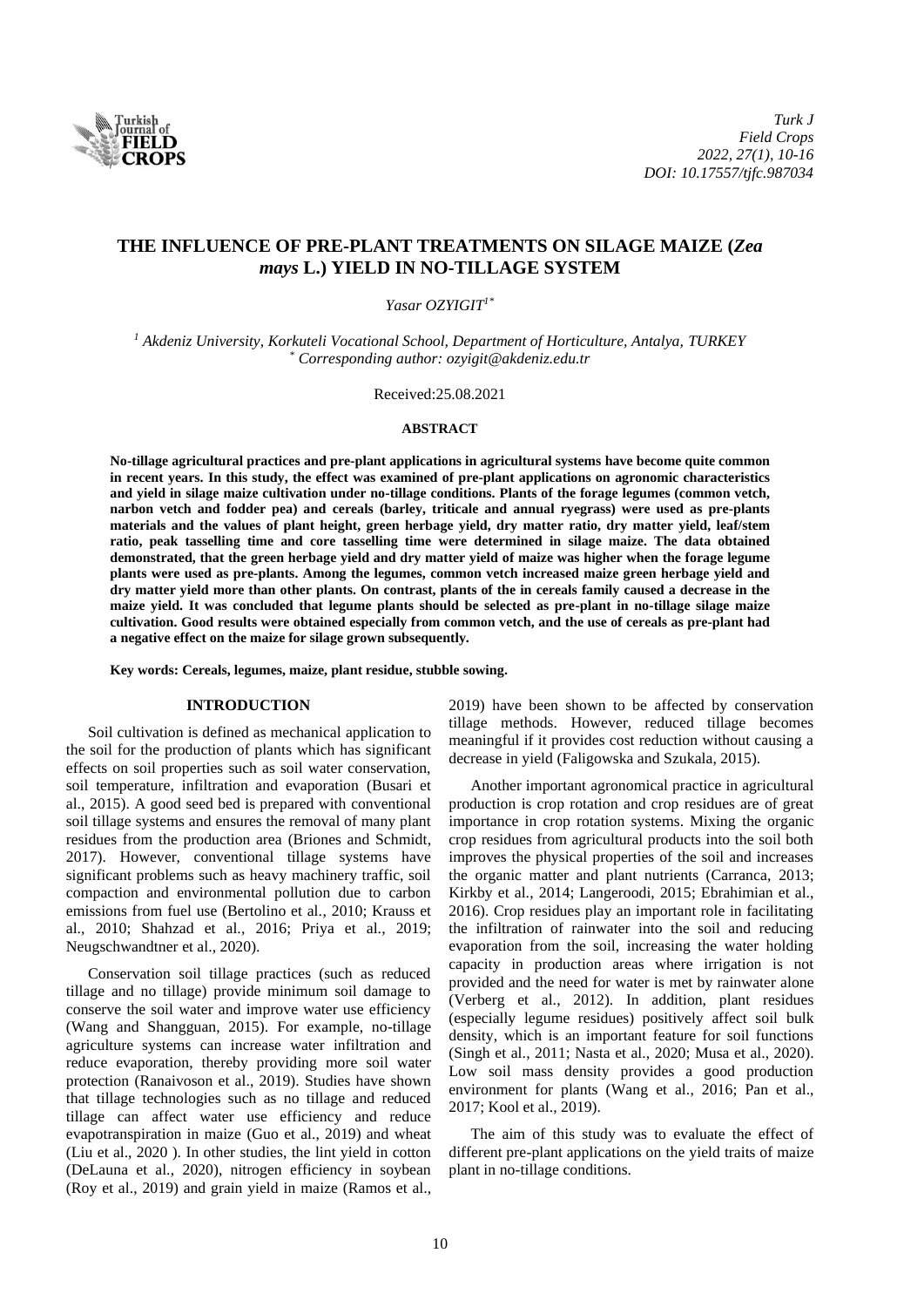# THE INFLUENCE OF PRE-PLANT TREATMENTS ON SILAGE MAIZE (*Zea mays* L.) YIELD IN NO-TILLAGE SYSTEM

*Yasar OZYIGIT*[1*]

[1] *Akdeniz University, Korkuteli Vocational School, Department of Horticulture, Antalya, TURKEY*
[*] *Corresponding author: ozyigit@akdeniz.edu.tr*

Received:25.08.2021

## ABSTRACT

**No-tillage agricultural practices and pre-plant applications in agricultural systems have become quite common in recent years. In this study, the effect was examined of pre-plant applications on agronomic characteristics and yield in silage maize cultivation under no-tillage conditions. Plants of the forage legumes (common vetch, narbon vetch and fodder pea) and cereals (barley, triticale and annual ryegrass) were used as pre-plants materials and the values of plant height, green herbage yield, dry matter ratio, dry matter yield, leaf/stem ratio, peak tasselling time and core tasselling time were determined in silage maize. The data obtained demonstrated, that the green herbage yield and dry matter yield of maize was higher when the forage legume plants were used as pre-plants. Among the legumes, common vetch increased maize green herbage yield and dry matter yield more than other plants. On contrast, plants of the in cereals family caused a decrease in the maize yield. It was concluded that legume plants should be selected as pre-plant in no-tillage silage maize cultivation. Good results were obtained especially from common vetch, and the use of cereals as pre-plant had a negative effect on the maize for silage grown subsequently.**

**Key words: Cereals, legumes, maize, plant residue, stubble sowing.**

## INTRODUCTION

Soil cultivation is defined as mechanical application to the soil for the production of plants which has significant effects on soil properties such as soil water conservation, soil temperature, infiltration and evaporation (Busari et al., 2015). A good seed bed is prepared with conventional soil tillage systems and ensures the removal of many plant residues from the production area (Briones and Schmidt, 2017). However, conventional tillage systems have significant problems such as heavy machinery traffic, soil compaction and environmental pollution due to carbon emissions from fuel use (Bertolino et al., 2010; Krauss et al., 2010; Shahzad et al., 2016; Priya et al., 2019; Neugschwandtner et al., 2020).

Conservation soil tillage practices (such as reduced tillage and no tillage) provide minimum soil damage to conserve the soil water and improve water use efficiency (Wang and Shangguan, 2015). For example, no-tillage agriculture systems can increase water infiltration and reduce evaporation, thereby providing more soil water protection (Ranaivoson et al., 2019). Studies have shown that tillage technologies such as no tillage and reduced tillage can affect water use efficiency and reduce evapotranspiration in maize (Guo et al., 2019) and wheat (Liu et al., 2020 ). In other studies, the lint yield in cotton (DeLauna et al., 2020), nitrogen efficiency in soybean (Roy et al., 2019) and grain yield in maize (Ramos et al., 2019) have been shown to be affected by conservation tillage methods. However, reduced tillage becomes meaningful if it provides cost reduction without causing a decrease in yield (Faligowska and Szukala, 2015).

Another important agronomical practice in agricultural production is crop rotation and crop residues are of great importance in crop rotation systems. Mixing the organic crop residues from agricultural products into the soil both improves the physical properties of the soil and increases the organic matter and plant nutrients (Carranca, 2013; Kirkby et al., 2014; Langeroodi, 2015; Ebrahimian et al., 2016). Crop residues play an important role in facilitating the infiltration of rainwater into the soil and reducing evaporation from the soil, increasing the water holding capacity in production areas where irrigation is not provided and the need for water is met by rainwater alone (Verberg et al., 2012). In addition, plant residues (especially legume residues) positively affect soil bulk density, which is an important feature for soil functions (Singh et al., 2011; Nasta et al., 2020; Musa et al., 2020). Low soil mass density provides a good production environment for plants (Wang et al., 2016; Pan et al., 2017; Kool et al., 2019).

The aim of this study was to evaluate the effect of different pre-plant applications on the yield traits of maize plant in no-tillage conditions.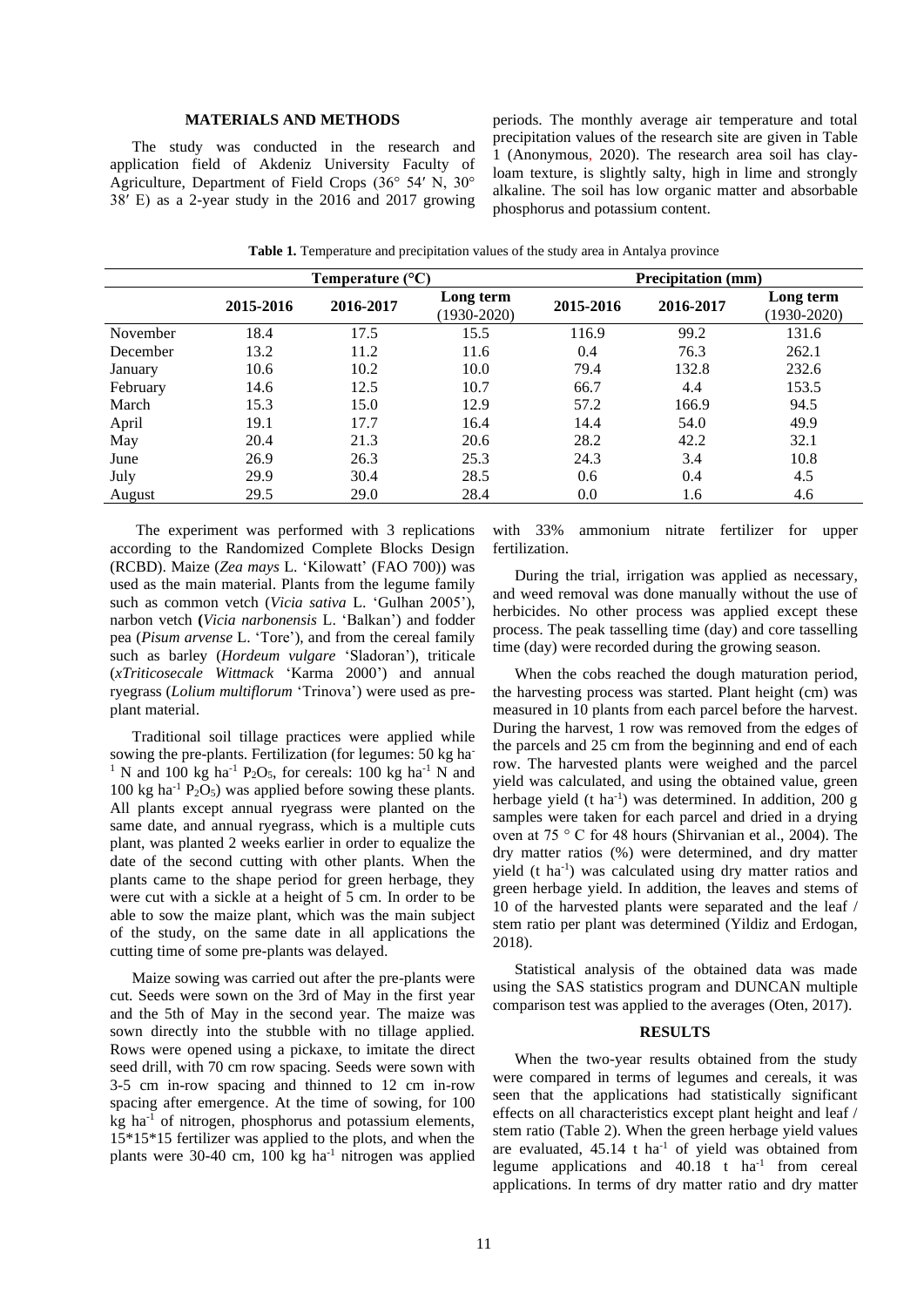## MATERIALS AND METHODS

The study was conducted in the research and application field of Akdeniz University Faculty of Agriculture, Department of Field Crops (36° 54′ N, 30° 38′ E) as a 2-year study in the 2016 and 2017 growing periods. The monthly average air temperature and total precipitation values of the research site are given in Table 1 (Anonymous, 2020). The research area soil has clay-loam texture, is slightly salty, high in lime and strongly alkaline. The soil has low organic matter and absorbable phosphorus and potassium content.

**Table 1.** Temperature and precipitation values of the study area in Antalya province

| | Temperature (°C) | | | Precipitation (mm) | | |
|---|---|---|---|---|---|---|
| | 2015-2016 | 2016-2017 | Long term (1930-2020) | 2015-2016 | 2016-2017 | Long term (1930-2020) |
| November | 18.4 | 17.5 | 15.5 | 116.9 | 99.2 | 131.6 |
| December | 13.2 | 11.2 | 11.6 | 0.4 | 76.3 | 262.1 |
| January | 10.6 | 10.2 | 10.0 | 79.4 | 132.8 | 232.6 |
| February | 14.6 | 12.5 | 10.7 | 66.7 | 4.4 | 153.5 |
| March | 15.3 | 15.0 | 12.9 | 57.2 | 166.9 | 94.5 |
| April | 19.1 | 17.7 | 16.4 | 14.4 | 54.0 | 49.9 |
| May | 20.4 | 21.3 | 20.6 | 28.2 | 42.2 | 32.1 |
| June | 26.9 | 26.3 | 25.3 | 24.3 | 3.4 | 10.8 |
| July | 29.9 | 30.4 | 28.5 | 0.6 | 0.4 | 4.5 |
| August | 29.5 | 29.0 | 28.4 | 0.0 | 1.6 | 4.6 |

The experiment was performed with 3 replications according to the Randomized Complete Blocks Design (RCBD). Maize (*Zea mays* L. 'Kilowatt' (FAO 700)) was used as the main material. Plants from the legume family such as common vetch (*Vicia sativa* L. 'Gulhan 2005'), narbon vetch (*Vicia narbonensis* L. 'Balkan') and fodder pea (*Pisum arvense* L. 'Tore'), and from the cereal family such as barley (*Hordeum vulgare* 'Sladoran'), triticale (*xTriticosecale Wittmack* 'Karma 2000') and annual ryegrass (*Lolium multiflorum* 'Trinova') were used as pre-plant material.

Traditional soil tillage practices were applied while sowing the pre-plants. Fertilization (for legumes: 50 kg $ha^{-1}$ N and 100 kg $ha^{-1}$ $P_2O_5$, for cereals: 100 kg $ha^{-1}$ N and 100 kg $ha^{-1}$ $P_2O_5$) was applied before sowing these plants. All plants except annual ryegrass were planted on the same date, and annual ryegrass, which is a multiple cuts plant, was planted 2 weeks earlier in order to equalize the date of the second cutting with other plants. When the plants came to the shape period for green herbage, they were cut with a sickle at a height of 5 cm. In order to be able to sow the maize plant, which was the main subject of the study, on the same date in all applications the cutting time of some pre-plants was delayed.

Maize sowing was carried out after the pre-plants were cut. Seeds were sown on the 3rd of May in the first year and the 5th of May in the second year. The maize was sown directly into the stubble with no tillage applied. Rows were opened using a pickaxe, to imitate the direct seed drill, with 70 cm row spacing. Seeds were sown with 3-5 cm in-row spacing and thinned to 12 cm in-row spacing after emergence. At the time of sowing, for 100 kg $ha^{-1}$ of nitrogen, phosphorus and potassium elements, 15*15*15 fertilizer was applied to the plots, and when the plants were 30-40 cm, 100 kg $ha^{-1}$ nitrogen was applied with 33% ammonium nitrate fertilizer for upper fertilization.

During the trial, irrigation was applied as necessary, and weed removal was done manually without the use of herbicides. No other process was applied except these process. The peak tasselling time (day) and core tasselling time (day) were recorded during the growing season.

When the cobs reached the dough maturation period, the harvesting process was started. Plant height (cm) was measured in 10 plants from each parcel before the harvest. During the harvest, 1 row was removed from the edges of the parcels and 25 cm from the beginning and end of each row. The harvested plants were weighed and the parcel yield was calculated, and using the obtained value, green herbage yield (t $ha^{-1}$) was determined. In addition, 200 g samples were taken for each parcel and dried in a drying oven at 75 ° C for 48 hours (Shirvanian et al., 2004). The dry matter ratios (%) were determined, and dry matter yield (t $ha^{-1}$) was calculated using dry matter ratios and green herbage yield. In addition, the leaves and stems of 10 of the harvested plants were separated and the leaf / stem ratio per plant was determined (Yildiz and Erdogan, 2018).

Statistical analysis of the obtained data was made using the SAS statistics program and DUNCAN multiple comparison test was applied to the averages (Oten, 2017).

## RESULTS

When the two-year results obtained from the study were compared in terms of legumes and cereals, it was seen that the applications had statistically significant effects on all characteristics except plant height and leaf / stem ratio (Table 2). When the green herbage yield values are evaluated, 45.14 t $ha^{-1}$ of yield was obtained from legume applications and 40.18 t $ha^{-1}$ from cereal applications. In terms of dry matter ratio and dry matter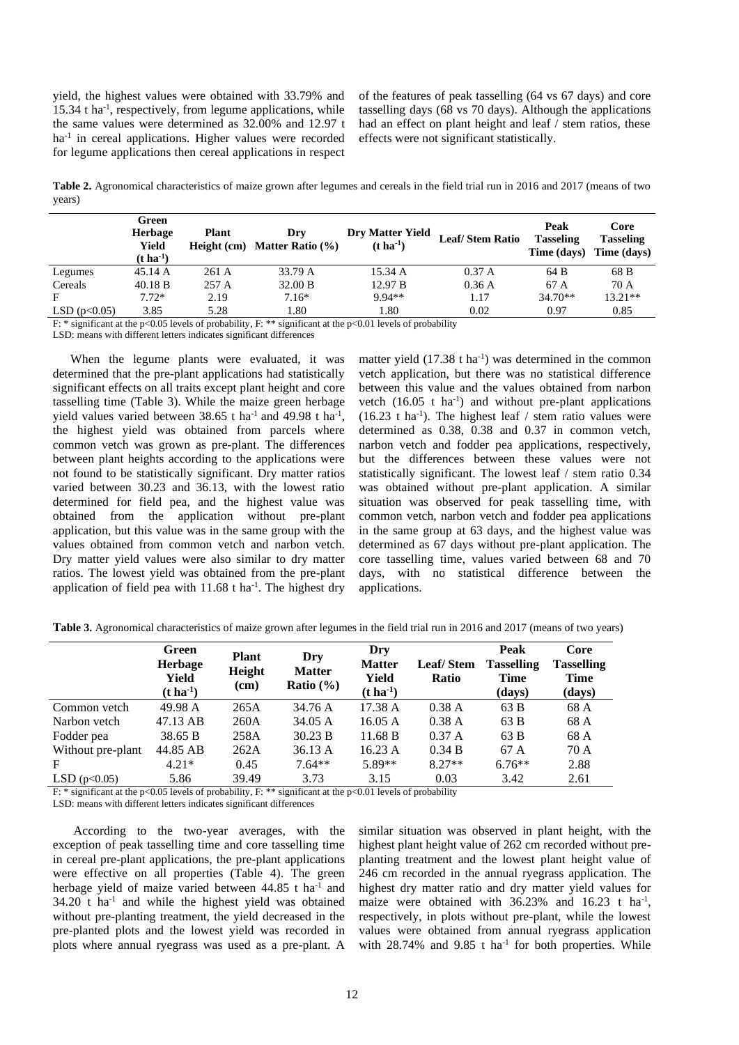yield, the highest values were obtained with 33.79% and 15.34 t ha$^{-1}$, respectively, from legume applications, while the same values were determined as 32.00% and 12.97 t ha$^{-1}$ in cereal applications. Higher values were recorded for legume applications then cereal applications in respect of the features of peak tasselling (64 vs 67 days) and core tasselling days (68 vs 70 days). Although the applications had an effect on plant height and leaf / stem ratios, these effects were not significant statistically.

**Table 2.** Agronomical characteristics of maize grown after legumes and cereals in the field trial run in 2016 and 2017 (means of two years)

| | Green Herbage Yield (t ha$^{-1}$) | Plant Height (cm) | Dry Matter Ratio (%) | Dry Matter Yield (t ha$^{-1}$) | Leaf/ Stem Ratio | Peak Tasseling Time (days) | Core Tasseling Time (days) |
|---|---|---|---|---|---|---|---|
| Legumes | 45.14 A | 261 A | 33.79 A | 15.34 A | 0.37 A | 64 B | 68 B |
| Cereals | 40.18 B | 257 A | 32.00 B | 12.97 B | 0.36 A | 67 A | 70 A |
| F | 7.72* | 2.19 | 7.16* | 9.94** | 1.17 | 34.70** | 13.21** |
| LSD ($p<0.05$) | 3.85 | 5.28 | 1.80 | 1.80 | 0.02 | 0.97 | 0.85 |

F: * significant at the $p<0.05$ levels of probability, F: ** significant at the $p<0.01$ levels of probability
LSD: means with different letters indicates significant differences

When the legume plants were evaluated, it was determined that the pre-plant applications had statistically significant effects on all traits except plant height and core tasselling time (Table 3). While the maize green herbage yield values varied between 38.65 t ha$^{-1}$ and 49.98 t ha$^{-1}$, the highest yield was obtained from parcels where common vetch was grown as pre-plant. The differences between plant heights according to the applications were not found to be statistically significant. Dry matter ratios varied between 30.23 and 36.13, with the lowest ratio determined for field pea, and the highest value was obtained from the application without pre-plant application, but this value was in the same group with the values obtained from common vetch and narbon vetch. Dry matter yield values were also similar to dry matter ratios. The lowest yield was obtained from the pre-plant application of field pea with 11.68 t ha$^{-1}$. The highest dry matter yield (17.38 t ha$^{-1}$) was determined in the common vetch application, but there was no statistical difference between this value and the values obtained from narbon vetch (16.05 t ha$^{-1}$) and without pre-plant applications (16.23 t ha$^{-1}$). The highest leaf / stem ratio values were determined as 0.38, 0.38 and 0.37 in common vetch, narbon vetch and fodder pea applications, respectively, but the differences between these values were not statistically significant. The lowest leaf / stem ratio 0.34 was obtained without pre-plant application. A similar situation was observed for peak tasselling time, with common vetch, narbon vetch and fodder pea applications in the same group at 63 days, and the highest value was determined as 67 days without pre-plant application. The core tasselling time, values varied between 68 and 70 days, with no statistical difference between the applications.

**Table 3.** Agronomical characteristics of maize grown after legumes in the field trial run in 2016 and 2017 (means of two years)

| | Green Herbage Yield (t ha$^{-1}$) | Plant Height (cm) | Dry Matter Ratio (%) | Dry Matter Yield (t ha$^{-1}$) | Leaf/ Stem Ratio | Peak Tasselling Time (days) | Core Tasselling Time (days) |
|---|---|---|---|---|---|---|---|
| Common vetch | 49.98 A | 265A | 34.76 A | 17.38 A | 0.38 A | 63 B | 68 A |
| Narbon vetch | 47.13 AB | 260A | 34.05 A | 16.05 A | 0.38 A | 63 B | 68 A |
| Fodder pea | 38.65 B | 258A | 30.23 B | 11.68 B | 0.37 A | 63 B | 68 A |
| Without pre-plant | 44.85 AB | 262A | 36.13 A | 16.23 A | 0.34 B | 67 A | 70 A |
| F | 4.21* | 0.45 | 7.64** | 5.89** | 8.27** | 6.76** | 2.88 |
| LSD ($p<0.05$) | 5.86 | 39.49 | 3.73 | 3.15 | 0.03 | 3.42 | 2.61 |

F: * significant at the $p<0.05$ levels of probability, F: ** significant at the $p<0.01$ levels of probability
LSD: means with different letters indicates significant differences

According to the two-year averages, with the exception of peak tasselling time and core tasselling time in cereal pre-plant applications, the pre-plant applications were effective on all properties (Table 4). The green herbage yield of maize varied between 44.85 t ha$^{-1}$ and 34.20 t ha$^{-1}$ and while the highest yield was obtained without pre-planting treatment, the yield decreased in the pre-planted plots and the lowest yield was recorded in plots where annual ryegrass was used as a pre-plant. A similar situation was observed in plant height, with the highest plant height value of 262 cm recorded without pre-planting treatment and the lowest plant height value of 246 cm recorded in the annual ryegrass application. The highest dry matter ratio and dry matter yield values for maize were obtained with 36.23% and 16.23 t ha$^{-1}$, respectively, in plots without pre-plant, while the lowest values were obtained from annual ryegrass application with 28.74% and 9.85 t ha$^{-1}$ for both properties. While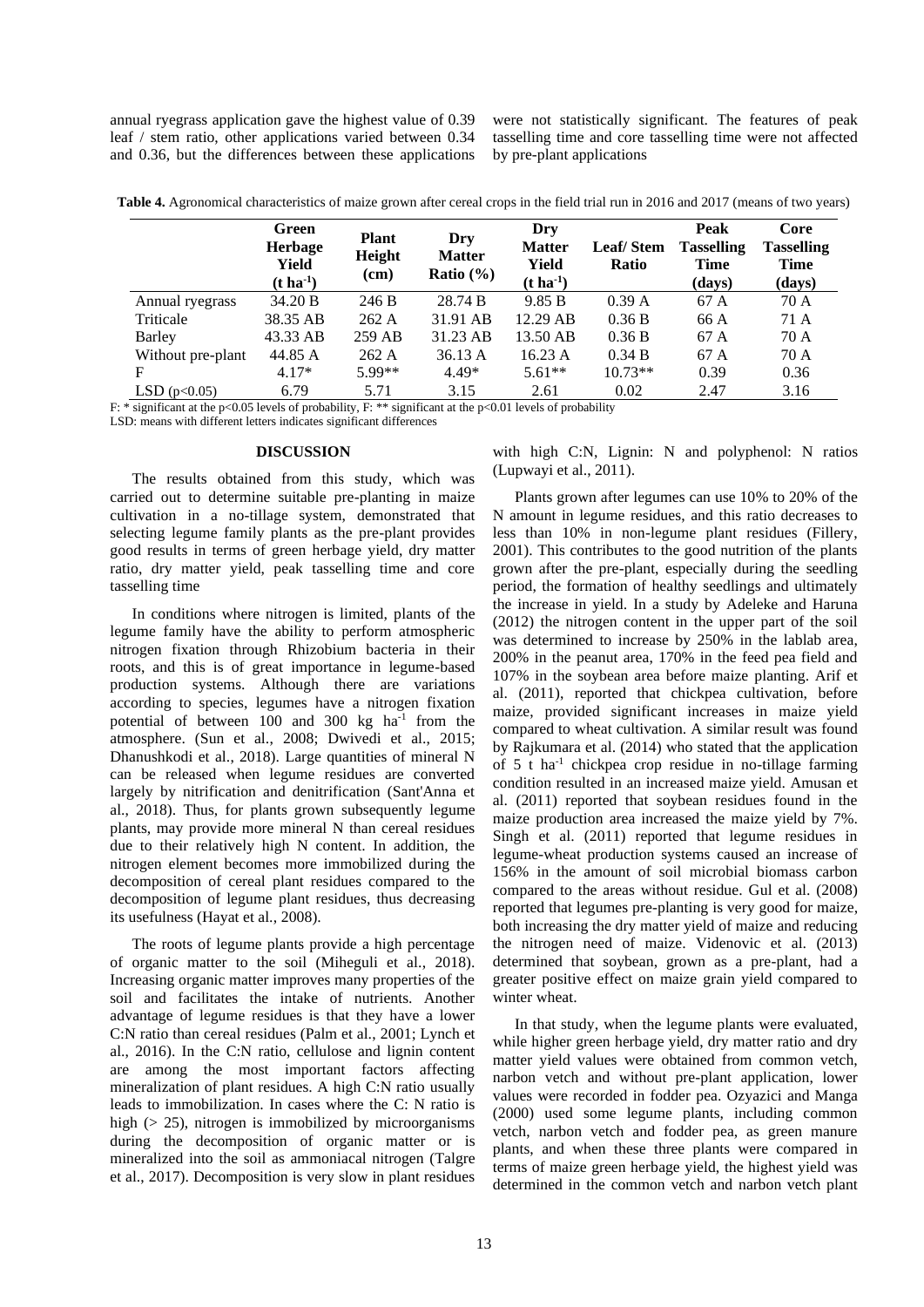annual ryegrass application gave the highest value of 0.39 leaf / stem ratio, other applications varied between 0.34 and 0.36, but the differences between these applications were not statistically significant. The features of peak tasselling time and core tasselling time were not affected by pre-plant applications

**Table 4.** Agronomical characteristics of maize grown after cereal crops in the field trial run in 2016 and 2017 (means of two years)

| | Green Herbage Yield ($t\ ha^{-1}$) | Plant Height (cm) | Dry Matter Ratio (%) | Dry Matter Yield ($t\ ha^{-1}$) | Leaf/ Stem Ratio | Peak Tasselling Time (days) | Core Tasselling Time (days) |
|---|---|---|---|---|---|---|---|
| Annual ryegrass | 34.20 B | 246 B | 28.74 B | 9.85 B | 0.39 A | 67 A | 70 A |
| Triticale | 38.35 AB | 262 A | 31.91 AB | 12.29 AB | 0.36 B | 66 A | 71 A |
| Barley | 43.33 AB | 259 AB | 31.23 AB | 13.50 AB | 0.36 B | 67 A | 70 A |
| Without pre-plant | 44.85 A | 262 A | 36.13 A | 16.23 A | 0.34 B | 67 A | 70 A |
| F | 4.17* | 5.99** | 4.49* | 5.61** | 10.73** | 0.39 | 0.36 |
| LSD ($p<0.05$) | 6.79 | 5.71 | 3.15 | 2.61 | 0.02 | 2.47 | 3.16 |

F: * significant at the $p<0.05$ levels of probability, F: ** significant at the $p<0.01$ levels of probability
LSD: means with different letters indicates significant differences

## DISCUSSION

The results obtained from this study, which was carried out to determine suitable pre-planting in maize cultivation in a no-tillage system, demonstrated that selecting legume family plants as the pre-plant provides good results in terms of green herbage yield, dry matter ratio, dry matter yield, peak tasselling time and core tasselling time

In conditions where nitrogen is limited, plants of the legume family have the ability to perform atmospheric nitrogen fixation through Rhizobium bacteria in their roots, and this is of great importance in legume-based production systems. Although there are variations according to species, legumes have a nitrogen fixation potential of between 100 and 300 kg $ha^{-1}$ from the atmosphere. (Sun et al., 2008; Dwivedi et al., 2015; Dhanushkodi et al., 2018). Large quantities of mineral N can be released when legume residues are converted largely by nitrification and denitrification (Sant'Anna et al., 2018). Thus, for plants grown subsequently legume plants, may provide more mineral N than cereal residues due to their relatively high N content. In addition, the nitrogen element becomes more immobilized during the decomposition of cereal plant residues compared to the decomposition of legume plant residues, thus decreasing its usefulness (Hayat et al., 2008).

The roots of legume plants provide a high percentage of organic matter to the soil (Miheguli et al., 2018). Increasing organic matter improves many properties of the soil and facilitates the intake of nutrients. Another advantage of legume residues is that they have a lower C:N ratio than cereal residues (Palm et al., 2001; Lynch et al., 2016). In the C:N ratio, cellulose and lignin content are among the most important factors affecting mineralization of plant residues. A high C:N ratio usually leads to immobilization. In cases where the C: N ratio is high (> 25), nitrogen is immobilized by microorganisms during the decomposition of organic matter or is mineralized into the soil as ammoniacal nitrogen (Talgre et al., 2017). Decomposition is very slow in plant residues with high C:N, Lignin: N and polyphenol: N ratios (Lupwayi et al., 2011).

Plants grown after legumes can use 10% to 20% of the N amount in legume residues, and this ratio decreases to less than 10% in non-legume plant residues (Fillery, 2001). This contributes to the good nutrition of the plants grown after the pre-plant, especially during the seedling period, the formation of healthy seedlings and ultimately the increase in yield. In a study by Adeleke and Haruna (2012) the nitrogen content in the upper part of the soil was determined to increase by 250% in the lablab area, 200% in the peanut area, 170% in the feed pea field and 107% in the soybean area before maize planting. Arif et al. (2011), reported that chickpea cultivation, before maize, provided significant increases in maize yield compared to wheat cultivation. A similar result was found by Rajkumara et al. (2014) who stated that the application of 5 t $ha^{-1}$ chickpea crop residue in no-tillage farming condition resulted in an increased maize yield. Amusan et al. (2011) reported that soybean residues found in the maize production area increased the maize yield by 7%. Singh et al. (2011) reported that legume residues in legume-wheat production systems caused an increase of 156% in the amount of soil microbial biomass carbon compared to the areas without residue. Gul et al. (2008) reported that legumes pre-planting is very good for maize, both increasing the dry matter yield of maize and reducing the nitrogen need of maize. Videnovic et al. (2013) determined that soybean, grown as a pre-plant, had a greater positive effect on maize grain yield compared to winter wheat.

In that study, when the legume plants were evaluated, while higher green herbage yield, dry matter ratio and dry matter yield values were obtained from common vetch, narbon vetch and without pre-plant application, lower values were recorded in fodder pea. Ozyazici and Manga (2000) used some legume plants, including common vetch, narbon vetch and fodder pea, as green manure plants, and when these three plants were compared in terms of maize green herbage yield, the highest yield was determined in the common vetch and narbon vetch plant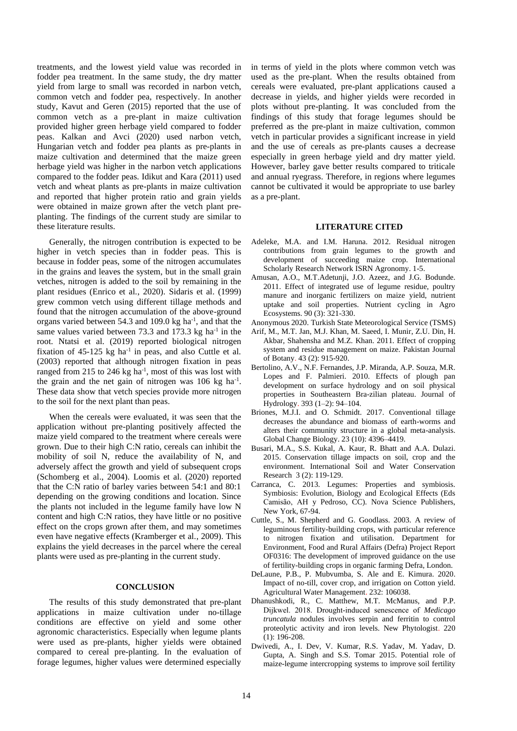treatments, and the lowest yield value was recorded in fodder pea treatment. In the same study, the dry matter yield from large to small was recorded in narbon vetch, common vetch and fodder pea, respectively. In another study, Kavut and Geren (2015) reported that the use of common vetch as a pre-plant in maize cultivation provided higher green herbage yield compared to fodder peas. Kalkan and Avci (2020) used narbon vetch, Hungarian vetch and fodder pea plants as pre-plants in maize cultivation and determined that the maize green herbage yield was higher in the narbon vetch applications compared to the fodder peas. Idikut and Kara (2011) used vetch and wheat plants as pre-plants in maize cultivation and reported that higher protein ratio and grain yields were obtained in maize grown after the vetch plant pre-planting. The findings of the current study are similar to these literature results.

Generally, the nitrogen contribution is expected to be higher in vetch species than in fodder peas. This is because in fodder peas, some of the nitrogen accumulates in the grains and leaves the system, but in the small grain vetches, nitrogen is added to the soil by remaining in the plant residues (Enrico et al., 2020). Sidaris et al. (1999) grew common vetch using different tillage methods and found that the nitrogen accumulation of the above-ground organs varied between 54.3 and 109.0 kg $ha^{-1}$, and that the same values varied between 73.3 and 173.3 kg $ha^{-1}$ in the root. Ntatsi et al. (2019) reported biological nitrogen fixation of 45-125 kg $ha^{-1}$ in peas, and also Cuttle et al. (2003) reported that although nitrogen fixation in peas ranged from 215 to 246 kg $ha^{-1}$, most of this was lost with the grain and the net gain of nitrogen was 106 kg $ha^{-1}$. These data show that vetch species provide more nitrogen to the soil for the next plant than peas.

When the cereals were evaluated, it was seen that the application without pre-planting positively affected the maize yield compared to the treatment where cereals were grown. Due to their high C:N ratio, cereals can inhibit the mobility of soil N, reduce the availability of N, and adversely affect the growth and yield of subsequent crops (Schomberg et al., 2004). Loomis et al. (2020) reported that the C:N ratio of barley varies between 54:1 and 80:1 depending on the growing conditions and location. Since the plants not included in the legume family have low N content and high C:N ratios, they have little or no positive effect on the crops grown after them, and may sometimes even have negative effects (Kramberger et al., 2009). This explains the yield decreases in the parcel where the cereal plants were used as pre-planting in the current study.

## CONCLUSION

The results of this study demonstrated that pre-plant applications in maize cultivation under no-tillage conditions are effective on yield and some other agronomic characteristics. Especially when legume plants were used as pre-plants, higher yields were obtained compared to cereal pre-planting. In the evaluation of forage legumes, higher values were determined especially in terms of yield in the plots where common vetch was used as the pre-plant. When the results obtained from cereals were evaluated, pre-plant applications caused a decrease in yields, and higher yields were recorded in plots without pre-planting. It was concluded from the findings of this study that forage legumes should be preferred as the pre-plant in maize cultivation, common vetch in particular provides a significant increase in yield and the use of cereals as pre-plants causes a decrease especially in green herbage yield and dry matter yield. However, barley gave better results compared to triticale and annual ryegrass. Therefore, in regions where legumes cannot be cultivated it would be appropriate to use barley as a pre-plant.

## LITERATURE CITED

Adeleke, M.A. and I.M. Haruna. 2012. Residual nitrogen contributions from grain legumes to the growth and development of succeeding maize crop. International Scholarly Research Network ISRN Agronomy. 1-5.

Amusan, A.O., M.T.Adetunji, J.O. Azeez, and J.G. Bodunde. 2011. Effect of integrated use of legume residue, poultry manure and inorganic fertilizers on maize yield, nutrient uptake and soil properties. Nutrient cycling in Agro Ecosystems. 90 (3): 321-330.

Anonymous 2020. Turkish State Meteorological Service (TSMS)

Arif, M., M.T. Jan, M.J. Khan, M. Saeed, I. Munir, Z.U. Din, H. Akbar, Shahensha and M.Z. Khan. 2011. Effect of cropping system and residue management on maize. Pakistan Journal of Botany. 43 (2): 915-920.

Bertolino, A.V., N.F. Fernandes, J.P. Miranda, A.P. Souza, M.R. Lopes and F. Palmieri. 2010. Effects of plough pan development on surface hydrology and on soil physical properties in Southeastern Bra-zilian plateau. Journal of Hydrology. 393 (1–2): 94–104.

Briones, M.J.I. and O. Schmidt. 2017. Conventional tillage decreases the abundance and biomass of earth-worms and alters their community structure in a global meta-analysis. Global Change Biology. 23 (10): 4396–4419.

Busari, M.A., S.S. Kukal, A. Kaur, R. Bhatt and A.A. Dulazi. 2015. Conservation tillage impacts on soil, crop and the environment. International Soil and Water Conservation Research 3 (2): 119-129.

Carranca, C. 2013. Legumes: Properties and symbiosis. Symbiosis: Evolution, Biology and Ecological Effects (Eds Camisão, AH y Pedroso, CC). Nova Science Publishers, New York, 67-94.

Cuttle, S., M. Shepherd and G. Goodlass. 2003. A review of leguminous fertility-building crops, with particular reference to nitrogen fixation and utilisation. Department for Environment, Food and Rural Affairs (Defra) Project Report OF0316: The development of improved guidance on the use of fertility-building crops in organic farming Defra, London.

DeLaune, P.B., P. Mubvumba, S. Ale and E. Kimura. 2020. Impact of no-till, cover crop, and irrigation on Cotton yield. Agricultural Water Management. 232: 106038.

Dhanushkodi, R., C. Matthew, M.T. McManus, and P.P. Dijkwel. 2018. Drought-induced senescence of *Medicago truncatula* nodules involves serpin and ferritin to control proteolytic activity and iron levels. New Phytologist. 220 (1): 196-208.

Dwivedi, A., I. Dev, V. Kumar, R.S. Yadav, M. Yadav, D. Gupta, A. Singh and S.S. Tomar 2015. Potential role of maize-legume intercropping systems to improve soil fertility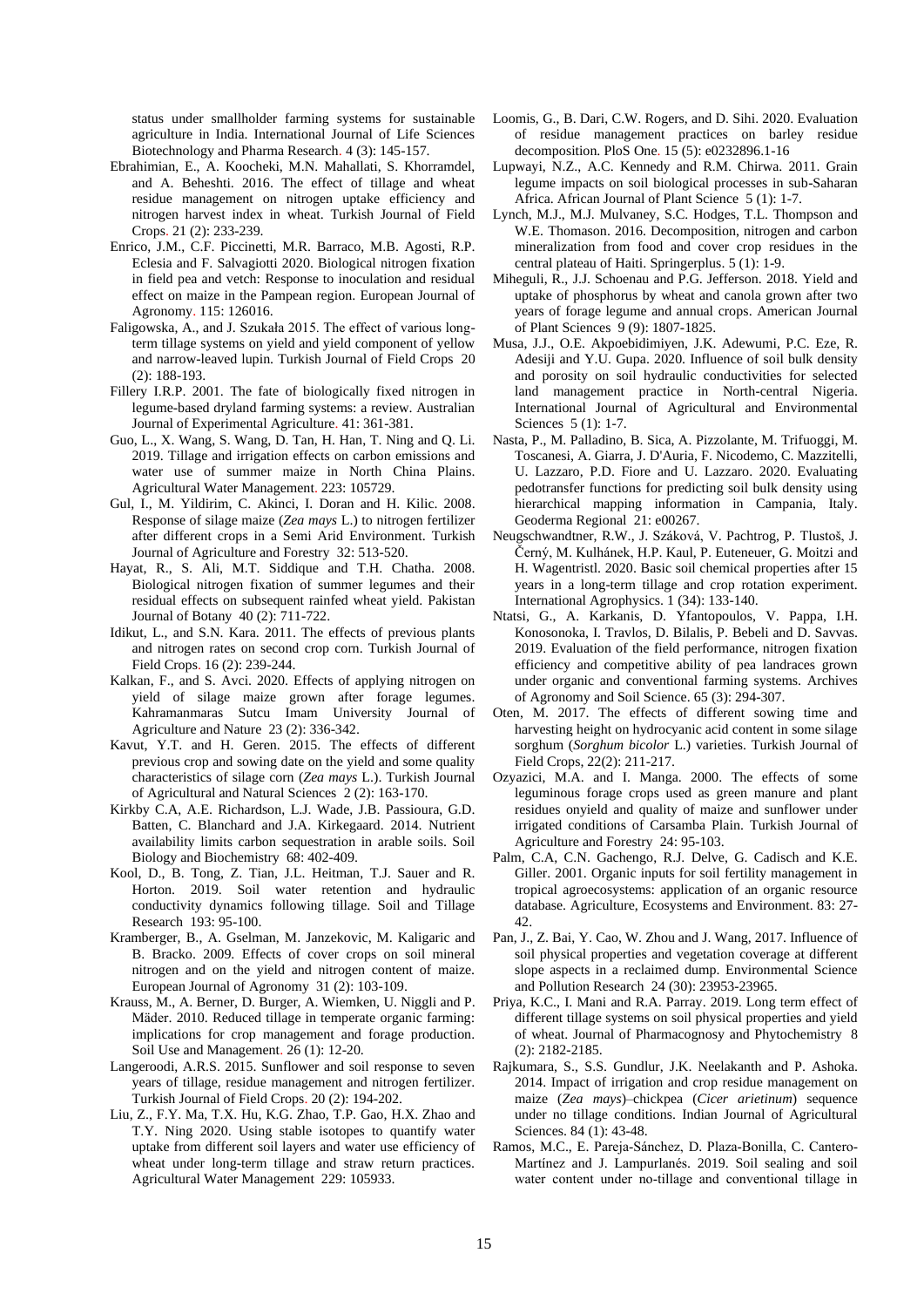status under smallholder farming systems for sustainable agriculture in India. International Journal of Life Sciences Biotechnology and Pharma Research. 4 (3): 145-157.

Ebrahimian, E., A. Koocheki, M.N. Mahallati, S. Khorramdel, and A. Beheshti. 2016. The effect of tillage and wheat residue management on nitrogen uptake efficiency and nitrogen harvest index in wheat. Turkish Journal of Field Crops. 21 (2): 233-239.

Enrico, J.M., C.F. Piccinetti, M.R. Barraco, M.B. Agosti, R.P. Eclesia and F. Salvagiotti 2020. Biological nitrogen fixation in field pea and vetch: Response to inoculation and residual effect on maize in the Pampean region. European Journal of Agronomy. 115: 126016.

Faligowska, A., and J. Szukała 2015. The effect of various long-term tillage systems on yield and yield component of yellow and narrow-leaved lupin. Turkish Journal of Field Crops 20 (2): 188-193.

Fillery I.R.P. 2001. The fate of biologically fixed nitrogen in legume-based dryland farming systems: a review. Australian Journal of Experimental Agriculture. 41: 361-381.

Guo, L., X. Wang, S. Wang, D. Tan, H. Han, T. Ning and Q. Li. 2019. Tillage and irrigation effects on carbon emissions and water use of summer maize in North China Plains. Agricultural Water Management. 223: 105729.

Gul, I., M. Yildirim, C. Akinci, I. Doran and H. Kilic. 2008. Response of silage maize (*Zea mays* L.) to nitrogen fertilizer after different crops in a Semi Arid Environment. Turkish Journal of Agriculture and Forestry 32: 513-520.

Hayat, R., S. Ali, M.T. Siddique and T.H. Chatha. 2008. Biological nitrogen fixation of summer legumes and their residual effects on subsequent rainfed wheat yield. Pakistan Journal of Botany 40 (2): 711-722.

Idikut, L., and S.N. Kara. 2011. The effects of previous plants and nitrogen rates on second crop corn. Turkish Journal of Field Crops. 16 (2): 239-244.

Kalkan, F., and S. Avci. 2020. Effects of applying nitrogen on yield of silage maize grown after forage legumes. Kahramanmaras Sutcu Imam University Journal of Agriculture and Nature 23 (2): 336-342.

Kavut, Y.T. and H. Geren. 2015. The effects of different previous crop and sowing date on the yield and some quality characteristics of silage corn (*Zea mays* L.). Turkish Journal of Agricultural and Natural Sciences 2 (2): 163-170.

Kirkby C.A, A.E. Richardson, L.J. Wade, J.B. Passioura, G.D. Batten, C. Blanchard and J.A. Kirkegaard. 2014. Nutrient availability limits carbon sequestration in arable soils. Soil Biology and Biochemistry 68: 402-409.

Kool, D., B. Tong, Z. Tian, J.L. Heitman, T.J. Sauer and R. Horton. 2019. Soil water retention and hydraulic conductivity dynamics following tillage. Soil and Tillage Research 193: 95-100.

Kramberger, B., A. Gselman, M. Janzekovic, M. Kaligaric and B. Bracko. 2009. Effects of cover crops on soil mineral nitrogen and on the yield and nitrogen content of maize. European Journal of Agronomy 31 (2): 103-109.

Krauss, M., A. Berner, D. Burger, A. Wiemken, U. Niggli and P. Mäder. 2010. Reduced tillage in temperate organic farming: implications for crop management and forage production. Soil Use and Management. 26 (1): 12-20.

Langeroodi, A.R.S. 2015. Sunflower and soil response to seven years of tillage, residue management and nitrogen fertilizer. Turkish Journal of Field Crops. 20 (2): 194-202.

Liu, Z., F.Y. Ma, T.X. Hu, K.G. Zhao, T.P. Gao, H.X. Zhao and T.Y. Ning 2020. Using stable isotopes to quantify water uptake from different soil layers and water use efficiency of wheat under long-term tillage and straw return practices. Agricultural Water Management 229: 105933.

Loomis, G., B. Dari, C.W. Rogers, and D. Sihi. 2020. Evaluation of residue management practices on barley residue decomposition. PloS One. 15 (5): e0232896.1-16

Lupwayi, N.Z., A.C. Kennedy and R.M. Chirwa. 2011. Grain legume impacts on soil biological processes in sub-Saharan Africa. African Journal of Plant Science 5 (1): 1-7.

Lynch, M.J., M.J. Mulvaney, S.C. Hodges, T.L. Thompson and W.E. Thomason. 2016. Decomposition, nitrogen and carbon mineralization from food and cover crop residues in the central plateau of Haiti. Springerplus. 5 (1): 1-9.

Miheguli, R., J.J. Schoenau and P.G. Jefferson. 2018. Yield and uptake of phosphorus by wheat and canola grown after two years of forage legume and annual crops. American Journal of Plant Sciences 9 (9): 1807-1825.

Musa, J.J., O.E. Akpoebidimiyen, J.K. Adewumi, P.C. Eze, R. Adesiji and Y.U. Gupa. 2020. Influence of soil bulk density and porosity on soil hydraulic conductivities for selected land management practice in North-central Nigeria. International Journal of Agricultural and Environmental Sciences 5 (1): 1-7.

Nasta, P., M. Palladino, B. Sica, A. Pizzolante, M. Trifuoggi, M. Toscanesi, A. Giarra, J. D'Auria, F. Nicodemo, C. Mazzitelli, U. Lazzaro, P.D. Fiore and U. Lazzaro. 2020. Evaluating pedotransfer functions for predicting soil bulk density using hierarchical mapping information in Campania, Italy. Geoderma Regional 21: e00267.

Neugschwandtner, R.W., J. Száková, V. Pachtrog, P. Tlustoš, J. Černý, M. Kulhánek, H.P. Kaul, P. Euteneuer, G. Moitzi and H. Wagentristl. 2020. Basic soil chemical properties after 15 years in a long-term tillage and crop rotation experiment. International Agrophysics. 1 (34): 133-140.

Ntatsi, G., A. Karkanis, D. Yfantopoulos, V. Pappa, I.H. Konosonoka, I. Travlos, D. Bilalis, P. Bebeli and D. Savvas. 2019. Evaluation of the field performance, nitrogen fixation efficiency and competitive ability of pea landraces grown under organic and conventional farming systems. Archives of Agronomy and Soil Science. 65 (3): 294-307.

Oten, M. 2017. The effects of different sowing time and harvesting height on hydrocyanic acid content in some silage sorghum (*Sorghum bicolor* L.) varieties. Turkish Journal of Field Crops, 22(2): 211-217.

Ozyazici, M.A. and I. Manga. 2000. The effects of some leguminous forage crops used as green manure and plant residues onyield and quality of maize and sunflower under irrigated conditions of Carsamba Plain. Turkish Journal of Agriculture and Forestry 24: 95-103.

Palm, C.A, C.N. Gachengo, R.J. Delve, G. Cadisch and K.E. Giller. 2001. Organic inputs for soil fertility management in tropical agroecosystems: application of an organic resource database. Agriculture, Ecosystems and Environment. 83: 27-42.

Pan, J., Z. Bai, Y. Cao, W. Zhou and J. Wang, 2017. Influence of soil physical properties and vegetation coverage at different slope aspects in a reclaimed dump. Environmental Science and Pollution Research 24 (30): 23953-23965.

Priya, K.C., I. Mani and R.A. Parray. 2019. Long term effect of different tillage systems on soil physical properties and yield of wheat. Journal of Pharmacognosy and Phytochemistry 8 (2): 2182-2185.

Rajkumara, S., S.S. Gundlur, J.K. Neelakanth and P. Ashoka. 2014. Impact of irrigation and crop residue management on maize (*Zea mays*)–chickpea (*Cicer arietinum*) sequence under no tillage conditions. Indian Journal of Agricultural Sciences. 84 (1): 43-48.

Ramos, M.C., E. Pareja-Sánchez, D. Plaza-Bonilla, C. Cantero-Martínez and J. Lampurlanés. 2019. Soil sealing and soil water content under no-tillage and conventional tillage in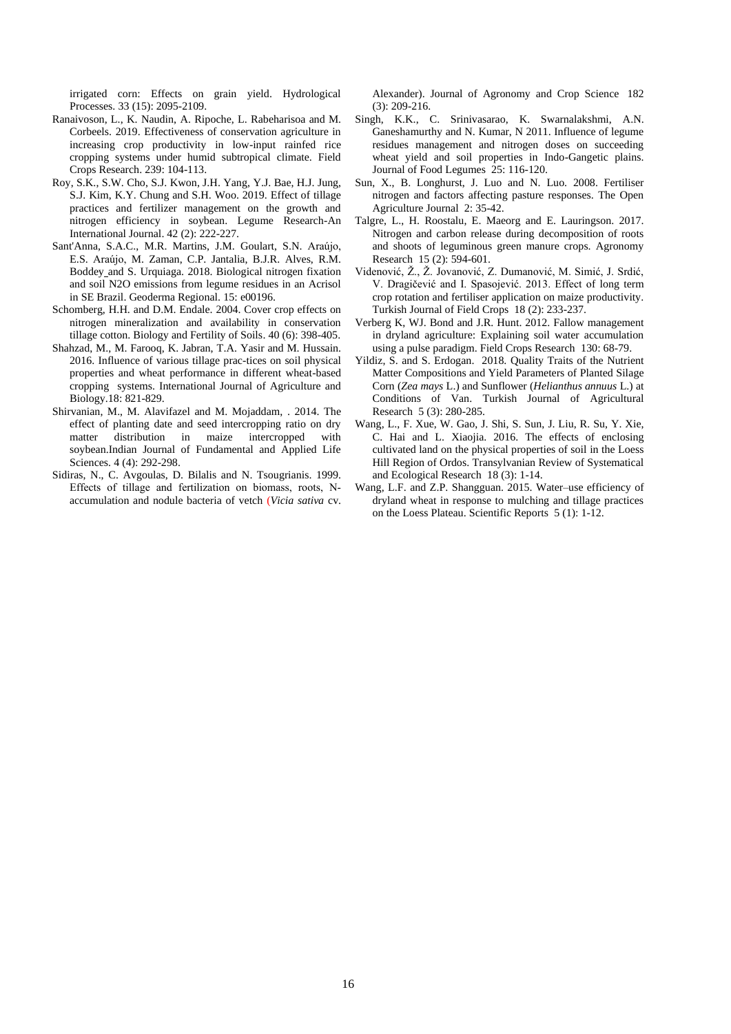irrigated corn: Effects on grain yield. Hydrological Processes. 33 (15): 2095-2109.

Ranaivoson, L., K. Naudin, A. Ripoche, L. Rabeharisoa and M. Corbeels. 2019. Effectiveness of conservation agriculture in increasing crop productivity in low-input rainfed rice cropping systems under humid subtropical climate. Field Crops Research. 239: 104-113.

Roy, S.K., S.W. Cho, S.J. Kwon, J.H. Yang, Y.J. Bae, H.J. Jung, S.J. Kim, K.Y. Chung and S.H. Woo. 2019. Effect of tillage practices and fertilizer management on the growth and nitrogen efficiency in soybean. Legume Research-An International Journal. 42 (2): 222-227.

Sant'Anna, S.A.C., M.R. Martins, J.M. Goulart, S.N. Araújo, E.S. Araújo, M. Zaman, C.P. Jantalia, B.J.R. Alves, R.M. Boddey and S. Urquiaga. 2018. Biological nitrogen fixation and soil N2O emissions from legume residues in an Acrisol in SE Brazil. Geoderma Regional. 15: e00196.

Schomberg, H.H. and D.M. Endale. 2004. Cover crop effects on nitrogen mineralization and availability in conservation tillage cotton. Biology and Fertility of Soils. 40 (6): 398-405.

Shahzad, M., M. Farooq, K. Jabran, T.A. Yasir and M. Hussain. 2016. Influence of various tillage prac-tices on soil physical properties and wheat performance in different wheat-based cropping systems. International Journal of Agriculture and Biology.18: 821-829.

Shirvanian, M., M. Alavifazel and M. Mojaddam, . 2014. The effect of planting date and seed intercropping ratio on dry matter distribution in maize intercropped with soybean.Indian Journal of Fundamental and Applied Life Sciences. 4 (4): 292-298.

Sidiras, N., C. Avgoulas, D. Bilalis and N. Tsougrianis. 1999. Effects of tillage and fertilization on biomass, roots, N-accumulation and nodule bacteria of vetch (*Vicia sativa* cv. Alexander). Journal of Agronomy and Crop Science 182 (3): 209-216.

Singh, K.K., C. Srinivasarao, K. Swarnalakshmi, A.N. Ganeshamurthy and N. Kumar, N 2011. Influence of legume residues management and nitrogen doses on succeeding wheat yield and soil properties in Indo-Gangetic plains. Journal of Food Legumes 25: 116-120.

Sun, X., B. Longhurst, J. Luo and N. Luo. 2008. Fertiliser nitrogen and factors affecting pasture responses. The Open Agriculture Journal 2: 35-42.

Talgre, L., H. Roostalu, E. Maeorg and E. Lauringson. 2017. Nitrogen and carbon release during decomposition of roots and shoots of leguminous green manure crops. Agronomy Research 15 (2): 594-601.

Videnović, Ž., Ž. Jovanović, Z. Dumanović, M. Simić, J. Srdić, V. Dragičević and I. Spasojević. 2013. Effect of long term crop rotation and fertiliser application on maize productivity. Turkish Journal of Field Crops 18 (2): 233-237.

Verberg K, WJ. Bond and J.R. Hunt. 2012. Fallow management in dryland agriculture: Explaining soil water accumulation using a pulse paradigm. Field Crops Research 130: 68-79.

Yildiz, S. and S. Erdogan. 2018. Quality Traits of the Nutrient Matter Compositions and Yield Parameters of Planted Silage Corn (*Zea mays* L.) and Sunflower (*Helianthus annuus* L.) at Conditions of Van. Turkish Journal of Agricultural Research 5 (3): 280-285.

Wang, L., F. Xue, W. Gao, J. Shi, S. Sun, J. Liu, R. Su, Y. Xie, C. Hai and L. Xiaojia. 2016. The effects of enclosing cultivated land on the physical properties of soil in the Loess Hill Region of Ordos. Transylvanian Review of Systematical and Ecological Research 18 (3): 1-14.

Wang, L.F. and Z.P. Shangguan. 2015. Water–use efficiency of dryland wheat in response to mulching and tillage practices on the Loess Plateau. Scientific Reports 5 (1): 1-12.